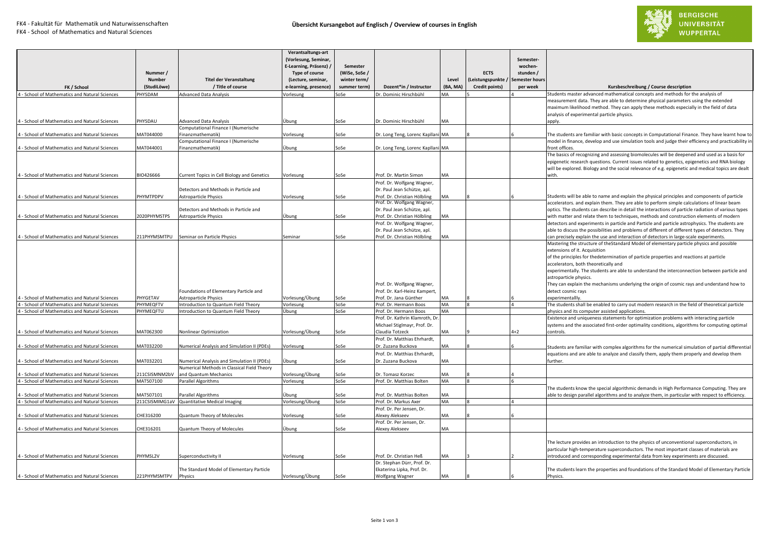FK4 - Fakultät für Mathematik und Naturwissenschaften
FK4 - School of Mathematics and Natural Sciences

# Übersicht Kursangebot auf Englisch / Overview of courses in English

| FK / School | Nummer / Number (StudiLöwe) | Titel der Veranstaltung / Title of course | Verantsaltungs-art (Vorlesung, Seminar, E-Learning, Präsenz) / Type of course (Lecture, seminar, e-learning, presence) | Semester (WiSe, SoSe / winter term/ summer term) | Dozent*in / Instructor | Level (BA, MA) | ECTS (Leistungspunkte / Credit points) | Semester-wochen-stunden / Semester hours per week | Kursbeschreibung / Course description |
|---|---|---|---|---|---|---|---|---|---|
| 4 - School of Mathematics and Natural Sciences | PHYSDAM | Advanced Data Analysis | Vorlesung | SoSe | Dr. Dominic Hirschbühl | MA | 5 | 4 | Students master advanced mathematical concepts and methods for the analysis of measurement data. They are able to determine physical parameters using the extended maximum likelihood method. They can apply these methods especially in the field of data analysis of experimental particle physics. apply. |
| 4 - School of Mathematics and Natural Sciences | PHYSDAU | Advanced Data Analysis | Übung | SoSe | Dr. Dominic Hirschbühl | MA | | | |
| 4 - School of Mathematics and Natural Sciences | MAT044000 | Computational Finance I (Numerische Finanzmathematik) | Vorlesung | SoSe | Dr. Long Teng, Lorenc Kapllani | MA | 8 | 6 | The students are familiar with basic concepts in Computational Finance. They have learnt how to model in finance, develop and use simulation tools and judge their efficiency and practicability in front offices. |
| 4 - School of Mathematics and Natural Sciences | MAT044001 | Computational Finance I (Numerische Finanzmathematik) | Übung | SoSe | Dr. Long Teng, Lorenc Kapllani | MA | | | |
| 4 - School of Mathematics and Natural Sciences | BIO426666 | Current Topics in Cell Biology and Genetics | Vorlesung | SoSe | Prof. Dr. Martin Simon | MA | | | The basics of recognizing and assessing biomolecules will be deepened and used as a basis for epigenetic research questions. Current issues related to genetics, epigenetics and RNA biology will be explored. Biology and the social relevance of e.g. epigenetic and medical topics are dealt with. |
| 4 - School of Mathematics and Natural Sciences | PHYMTPDPV | Detectors and Methods in Particle and Astroparticle Physics | Vorlesung | SoSe | Prof. Dr. Wolfgang Wagner, Dr. Paul Jean Schütze, apl. Prof. Dr. Christian Hölbling | MA | 8 | 6 | Students will be able to name and explain the physical principles and components of particle accelerators. and explain them. They are able to perform simple calculations of linear beam optics. The students can describe in detail the interactions of particle radiation of various types with matter and relate them to techniques, methods and construction elements of modern detectors and experiments in particle and Particle and particle astrophysics. The students are able to discuss the possibilities and problems of different of different types of detectors. They can precisely explain the use and interaction of detectors in large-scale experiments. |
| 4 - School of Mathematics and Natural Sciences | 2020PHYMSTPS | Detectors and Methods in Particle and Astroparticle Physics | Übung | SoSe | Prof. Dr. Wolfgang Wagner, Dr. Paul Jean Schütze, apl. Prof. Dr. Christian Hölbling | MA | | | |
| 4 - School of Mathematics and Natural Sciences | 211PHYMSMTPU | Seminar on Particle Physics | Seminar | SoSe | Prof. Dr. Wolfgang Wagner, Dr. Paul Jean Schütze, apl. Prof. Dr. Christian Hölbling | MA | | | |
| 4 - School of Mathematics and Natural Sciences | PHYGETAV | Foundations of Elementary Particle and Astroparticle Physics | Vorlesung/Übung | SoSe | Prof. Dr. Wolfgang Wagner, Prof. Dr. Karl-Heinz Kampert, Prof. Dr. Jana Günther | MA | 8 | 6 | Mastering the structure of theStandard Model of elementary particle physics and possible extensions of it. Acquisition of the principles for thedetermination of particle properties and reactions at particle accelerators, both theoretically and experimentally. The students are able to understand the interconnection between particle and astroparticle physics. They can explain the mechanisms underlying the origin of cosmic rays and understand how to detect cosmic rays experimentallly. |
| 4 - School of Mathematics and Natural Sciences | PHYMEQFTV | Introduction to Quantum Field Theory | Vorlesung | SoSe | Prof. Dr. Hermann Boos | MA | 8 | 4 | The students shall be enabled to carry out modern research in the field of theoretical particle physics and its computer assisted applications. |
| 4 - School of Mathematics and Natural Sciences | PHYMEQFTU | Introduction to Quantum Field Theory | Übung | SoSe | Prof. Dr. Hermann Boos | MA | | | |
| 4 - School of Mathematics and Natural Sciences | MAT062300 | Nonlinear Optimization | Vorlesung/Übung | SoSe | Prof. Dr. Kathrin Klamroth, Dr. Michael Stiglmayr, Prof. Dr. Claudia Totzeck | MA | 9 | 4+2 | Existence and uniqueness statements for optimization problems with interacting particle systems and the associated first-order optimality conditions, algorithms for computing optimal controls. |
| 4 - School of Mathematics and Natural Sciences | MAT032200 | Numerical Analysis and Simulation II (PDEs) | Vorlesung | SoSe | Prof. Dr. Matthias Ehrhardt, Dr. Zuzana Buckova | MA | 8 | 6 | Students are familiar with complex algorithms for the numerical simulation of partial differential equations and are able to analyze and classify them, apply them properly and develop them further. |
| 4 - School of Mathematics and Natural Sciences | MAT032201 | Numerical Analysis and Simulation II (PDEs) | Übung | SoSe | Prof. Dr. Matthias Ehrhardt, Dr. Zuzana Buckova | MA | | | |
| 4 - School of Mathematics and Natural Sciences | 211CSISMNM2bV | Numerical Methods in Classical Field Theory and Quantum Mechanics | Vorlesung/Übung | SoSe | Dr. Tomasz Korzec | MA | 8 | 4 | |
| 4 - School of Mathematics and Natural Sciences | MAT507100 | Parallel Algorithms | Vorlesung | SoSe | Prof. Dr. Matthias Bolten | MA | 8 | 6 | The students know the special algorithmic demands in High Performance Computing. They are able to design parallel algorithms and to analyze them, in particular with respect to efficiency. |
| 4 - School of Mathematics and Natural Sciences | MAT507101 | Parallel Algorithms | Übung | SoSe | Prof. Dr. Matthias Bolten | MA | | | |
| 4 - School of Mathematics and Natural Sciences | 211CSISMIMG1aV | Quantitative Medical Imaging | Vorlesung/Übung | SoSe | Prof. Dr. Markus Axer | MA | 8 | 4 | |
| 4 - School of Mathematics and Natural Sciences | CHE316200 | Quantum Theory of Molecules | Vorlesung | SoSe | Prof. Dr. Per Jensen, Dr. Alexey Alekseev | MA | 8 | 6 | |
| 4 - School of Mathematics and Natural Sciences | CHE316201 | Quantum Theory of Molecules | Übung | SoSe | Prof. Dr. Per Jensen, Dr. Alexey Alekseev | MA | | | |
| 4 - School of Mathematics and Natural Sciences | PHYMSL2V | Superconductivity II | Vorlesung | SoSe | Prof. Dr. Christian Heß | MA | 3 | 2 | The lecture provides an introduction to the physics of unconventional superconductors, in particular high-temperature superconductors. The most important classes of materials are introduced and corresponding experimental data from key experiments are discussed. |
| 4 - School of Mathematics and Natural Sciences | 221PHYMSMTPV | The Standard Model of Elementary Particle Physics | Vorlesung/Übung | SoSe | Dr. Stephan Dürr, Prof. Dr. Ekaterina Lipka, Prof. Dr. Wolfgang Wagner | MA | 8 | 6 | The students learn the properties and foundations of the Standard Model of Elementary Particle Physics. |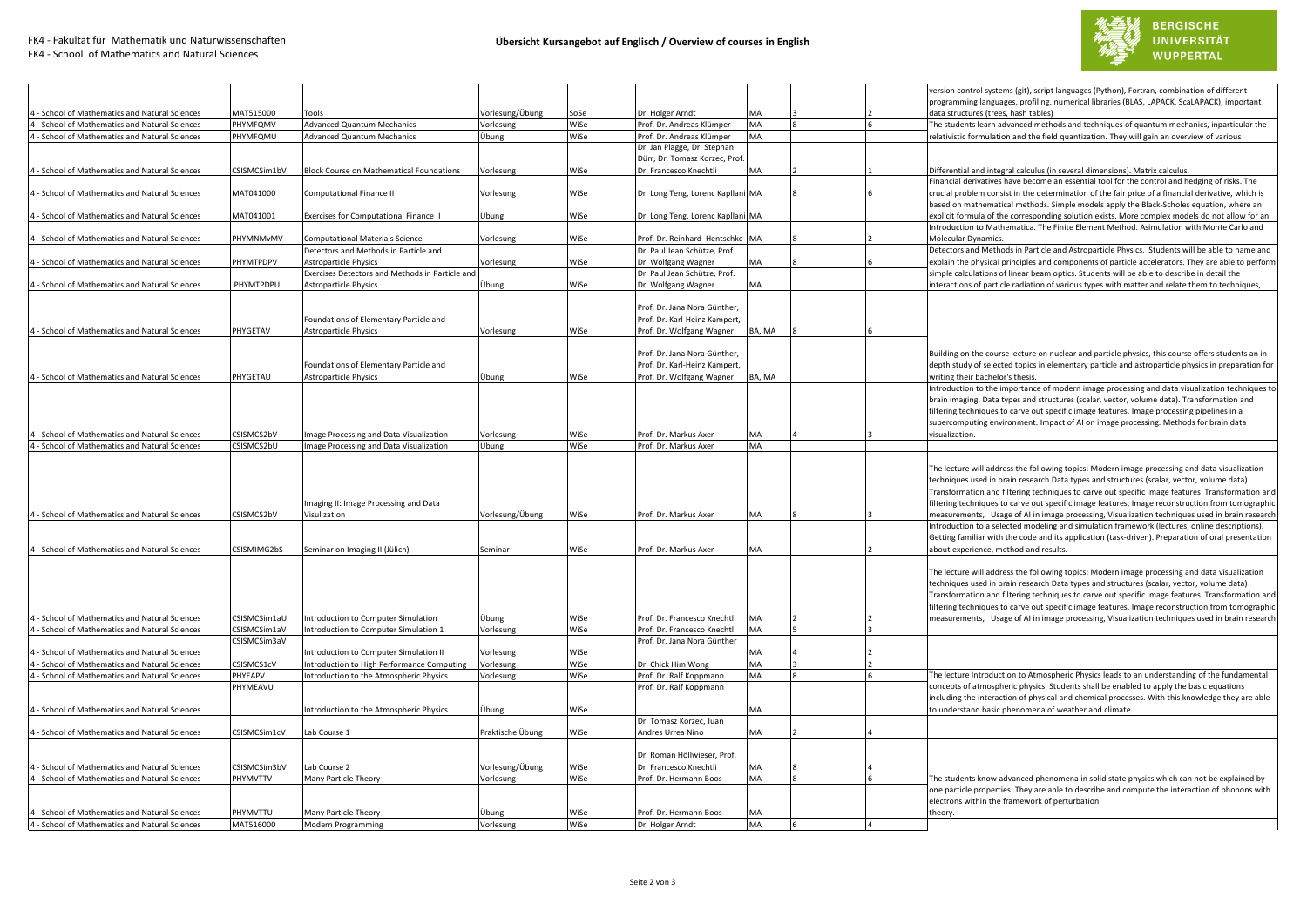FK4 - Fakultät für Mathematik und Naturwissenschaften
FK4 - School of Mathematics and Natural Sciences

## Übersicht Kursangebot auf Englisch / Overview of courses in English

| | | | | | | | | | |
|---|---|---|---|---|---|---|---|---|---|
| 4 - School of Mathematics and Natural Sciences | MAT515000 | Tools | Vorlesung/Übung | SoSe | Dr. Holger Arndt | MA | 3 | 2 | version control systems (git), script languages (Python), Fortran, combination of different programming languages, profiling, numerical libraries (BLAS, LAPACK, ScaLAPACK), important data structures (trees, hash tables) |
| 4 - School of Mathematics and Natural Sciences | PHYMFQMV | Advanced Quantum Mechanics | Vorlesung | WiSe | Prof. Dr. Andreas Klümper | MA | 8 | 6 | The students learn advanced methods and techniques of quantum mechanics, inparticular the |
| 4 - School of Mathematics and Natural Sciences | PHYMFQMU | Advanced Quantum Mechanics | Übung | WiSe | Prof. Dr. Andreas Klümper | MA | | | relativistic formulation and the field quantization. They will gain an overview of various |
| 4 - School of Mathematics and Natural Sciences | CSISMCSim1bV | Block Course on Mathematical Foundations | Vorlesung | WiSe | Dr. Jan Plagge, Dr. Stephan Dürr, Dr. Tomasz Korzec, Prof. Dr. Francesco Knechtli | MA | 2 | 1 | Differential and integral calculus (in several dimensions). Matrix calculus. |
| 4 - School of Mathematics and Natural Sciences | MAT041000 | Computational Finance II | Vorlesung | WiSe | Dr. Long Teng, Lorenc Kapllani | MA | 8 | 6 | Financial derivatives have become an essential tool for the control and hedging of risks. The crucial problem consist in the determination of the fair price of a financial derivative, which is |
| 4 - School of Mathematics and Natural Sciences | MAT041001 | Exercises for Computational Finance II | Übung | WiSe | Dr. Long Teng, Lorenc Kapllani | MA | | | based on mathematical methods. Simple models apply the Black-Scholes equation, where an explicit formula of the corresponding solution exists. More complex models do not allow for an |
| 4 - School of Mathematics and Natural Sciences | PHYMNMvMV | Computational Materials Science | Vorlesung | WiSe | Prof. Dr. Reinhard Hentschke | MA | 8 | 2 | Introduction to Mathematica. The Finite Element Method. Asimulation with Monte Carlo and Molecular Dynamics. |
| 4 - School of Mathematics and Natural Sciences | PHYMTPDPV | Detectors and Methods in Particle and Astroparticle Physics | Vorlesung | WiSe | Dr. Paul Jean Schütze, Prof. Dr. Wolfgang Wagner | MA | 8 | 6 | Detectors and Methods in Particle and Astroparticle Physics. Students will be able to name and explain the physical principles and components of particle accelerators. They are able to perform |
| 4 - School of Mathematics and Natural Sciences | PHYMTPDPU | Exercises Detectors and Methods in Particle and Astroparticle Physics | Übung | WiSe | Dr. Paul Jean Schütze, Prof. Dr. Wolfgang Wagner | MA | | | simple calculations of linear beam optics. Students will be able to describe in detail the interactions of particle radiation of various types with matter and relate them to techniques, |
| 4 - School of Mathematics and Natural Sciences | PHYGETAV | Foundations of Elementary Particle and Astroparticle Physics | Vorlesung | WiSe | Prof. Dr. Jana Nora Günther, Prof. Dr. Karl-Heinz Kampert, Prof. Dr. Wolfgang Wagner | BA, MA | 8 | 6 | |
| 4 - School of Mathematics and Natural Sciences | PHYGETAU | Foundations of Elementary Particle and Astroparticle Physics | Übung | WiSe | Prof. Dr. Jana Nora Günther, Prof. Dr. Karl-Heinz Kampert, Prof. Dr. Wolfgang Wagner | BA, MA | | | Building on the course lecture on nuclear and particle physics, this course offers students an in-depth study of selected topics in elementary particle and astroparticle physics in preparation for writing their bachelor's thesis. |
| 4 - School of Mathematics and Natural Sciences | CSISMCS2bV | Image Processing and Data Visualization | Vorlesung | WiSe | Prof. Dr. Markus Axer | MA | 4 | 3 | Introduction to the importance of modern image processing and data visualization techniques to brain imaging. Data types and structures (scalar, vector, volume data). Transformation and filtering techniques to carve out specific image features. Image processing pipelines in a supercomputing environment. Impact of AI on image processing. Methods for brain data visualization. |
| 4 - School of Mathematics and Natural Sciences | CSISMCS2bU | Image Processing and Data Visualization | Übung | WiSe | Prof. Dr. Markus Axer | MA | | | |
| 4 - School of Mathematics and Natural Sciences | CSISMCS2bV | Imaging II: Image Processing and Data Visulization | Vorlesung/Übung | WiSe | Prof. Dr. Markus Axer | MA | 8 | 3 | The lecture will address the following topics: Modern image processing and data visualization techniques used in brain research Data types and structures (scalar, vector, volume data) Transformation and filtering techniques to carve out specific image features Transformation and filtering techniques to carve out specific image features, Image reconstruction from tomographic measurements, Usage of AI in image processing, Visualization techniques used in brain research |
| 4 - School of Mathematics and Natural Sciences | CSISMIMG2bS | Seminar on Imaging II (Jülich) | Seminar | WiSe | Prof. Dr. Markus Axer | MA | | 2 | Introduction to a selected modeling and simulation framework (lectures, online descriptions). Getting familiar with the code and its application (task-driven). Preparation of oral presentation about experience, method and results. |
| 4 - School of Mathematics and Natural Sciences | CSISMCSim1aU | Introduction to Computer Simulation | Übung | WiSe | Prof. Dr. Francesco Knechtli | MA | 2 | 2 | The lecture will address the following topics: Modern image processing and data visualization techniques used in brain research Data types and structures (scalar, vector, volume data) Transformation and filtering techniques to carve out specific image features Transformation and filtering techniques to carve out specific image features, Image reconstruction from tomographic measurements, Usage of AI in image processing, Visualization techniques used in brain research |
| 4 - School of Mathematics and Natural Sciences | CSISMCSim1aV | Introduction to Computer Simulation 1 | Vorlesung | WiSe | Prof. Dr. Francesco Knechtli | MA | 5 | 3 | |
| 4 - School of Mathematics and Natural Sciences | CSISMCSim3aV | Introduction to Computer Simulation II | Vorlesung | WiSe | Prof. Dr. Jana Nora Günther | MA | 4 | 2 | |
| 4 - School of Mathematics and Natural Sciences | CSISMCS1cV | Introduction to High Performance Computing | Vorlesung | WiSe | Dr. Chick Him Wong | MA | 3 | 2 | |
| 4 - School of Mathematics and Natural Sciences | PHYEAPV | Introduction to the Atmospheric Physics | Vorlesung | WiSe | Prof. Dr. Ralf Koppmann | MA | 8 | 6 | The lecture Introduction to Atmospheric Physics leads to an understanding of the fundamental |
| 4 - School of Mathematics and Natural Sciences | PHYMEAVU | Introduction to the Atmospheric Physics | Übung | WiSe | Prof. Dr. Ralf Koppmann | MA | | | concepts of atmospheric physics. Students shall be enabled to apply the basic equations including the interaction of physical and chemical processes. With this knowledge they are able to understand basic phenomena of weather and climate. |
| 4 - School of Mathematics and Natural Sciences | CSISMCSim1cV | Lab Course 1 | Praktische Übung | WiSe | Dr. Tomasz Korzec, Juan Andres Urrea Nino | MA | 2 | 4 | |
| 4 - School of Mathematics and Natural Sciences | CSISMCSim3bV | Lab Course 2 | Vorlesung/Übung | WiSe | Dr. Roman Höllwieser, Prof. Dr. Francesco Knechtli | MA | 8 | 4 | |
| 4 - School of Mathematics and Natural Sciences | PHYMVTTV | Many Particle Theory | Vorlesung | WiSe | Prof. Dr. Hermann Boos | MA | 8 | 6 | The students know advanced phenomena in solid state physics which can not be explained by |
| 4 - School of Mathematics and Natural Sciences | PHYMVTTU | Many Particle Theory | Übung | WiSe | Prof. Dr. Hermann Boos | MA | | | one particle properties. They are able to describe and compute the interaction of phonons with electrons within the framework of perturbation theory. |
| 4 - School of Mathematics and Natural Sciences | MAT516000 | Modern Programming | Vorlesung | WiSe | Dr. Holger Arndt | MA | 6 | 4 | |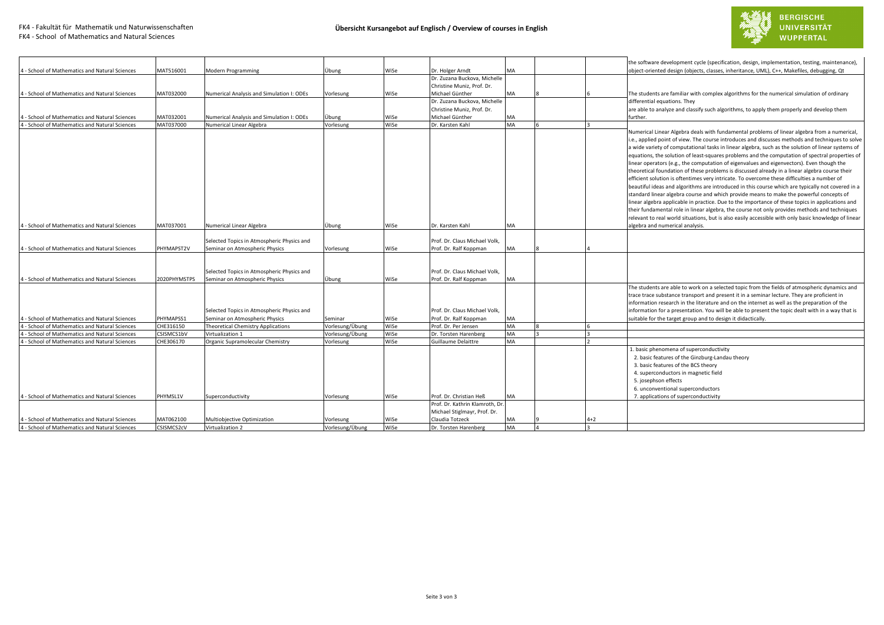FK4 - Fakultät für Mathematik und Naturwissenschaften
FK4 - School of Mathematics and Natural Sciences

**Übersicht Kursangebot auf Englisch / Overview of courses in English**

| | | | | | | | | | |
|---|---|---|---|---|---|---|---|---|---|
| 4 - School of Mathematics and Natural Sciences | MAT516001 | Modern Programming | Übung | WiSe | Dr. Holger Arndt | MA | | | the software development cycle (specification, design, implementation, testing, maintenance), object-oriented design (objects, classes, inheritance, UML), C++, Makefiles, debugging, Qt |
| 4 - School of Mathematics and Natural Sciences | MAT032000 | Numerical Analysis and Simulation I: ODEs | Vorlesung | WiSe | Dr. Zuzana Buckova, Michelle Christine Muniz, Prof. Dr. Michael Günther | MA | 8 | 6 | The students are familiar with complex algorithms for the numerical simulation of ordinary |
| 4 - School of Mathematics and Natural Sciences | MAT032001 | Numerical Analysis and Simulation I: ODEs | Übung | WiSe | Dr. Zuzana Buckova, Michelle Christine Muniz, Prof. Dr. Michael Günther | MA | | | differential equations. They are able to analyze and classify such algorithms, to apply them properly and develop them further. |
| 4 - School of Mathematics and Natural Sciences | MAT037000 | Numerical Linear Algebra | Vorlesung | WiSe | Dr. Karsten Kahl | MA | 6 | 3 | |
| 4 - School of Mathematics and Natural Sciences | MAT037001 | Numerical Linear Algebra | Übung | WiSe | Dr. Karsten Kahl | MA | | | Numerical Linear Algebra deals with fundamental problems of linear algebra from a numerical, i.e., applied point of view. The course introduces and discusses methods and techniques to solve a wide variety of computational tasks in linear algebra, such as the solution of linear systems of equations, the solution of least-squares problems and the computation of spectral properties of linear operators (e.g., the computation of eigenvalues and eigenvectors). Even though the theoretical foundation of these problems is discussed already in a linear algebra course their efficient solution is oftentimes very intricate. To overcome these difficulties a number of beautiful ideas and algorithms are introduced in this course which are typically not covered in a standard linear algebra course and which provide means to make the powerful concepts of linear algebra applicable in practice. Due to the importance of these topics in applications and their fundamental role in linear algebra, the course not only provides methods and techniques relevant to real world situations, but is also easily accessible with only basic knowledge of linear algebra and numerical analysis. |
| 4 - School of Mathematics and Natural Sciences | PHYMAPST2V | Selected Topics in Atmospheric Physics and Seminar on Atmospheric Physics | Vorlesung | WiSe | Prof. Dr. Claus Michael Volk, Prof. Dr. Ralf Koppman | MA | 8 | 4 | |
| 4 - School of Mathematics and Natural Sciences | 2020PHYMSTPS | Selected Topics in Atmospheric Physics and Seminar on Atmospheric Physics | Übung | WiSe | Prof. Dr. Claus Michael Volk, Prof. Dr. Ralf Koppman | MA | | | |
| 4 - School of Mathematics and Natural Sciences | PHYMAPSS1 | Selected Topics in Atmospheric Physics and Seminar on Atmospheric Physics | Seminar | WiSe | Prof. Dr. Claus Michael Volk, Prof. Dr. Ralf Koppman | MA | | | The students are able to work on a selected topic from the fields of atmospheric dynamics and trace trace substance transport and present it in a seminar lecture. They are proficient in information research in the literature and on the internet as well as the preparation of the information for a presentation. You will be able to present the topic dealt with in a way that is suitable for the target group and to design it didactically. |
| 4 - School of Mathematics and Natural Sciences | CHE316150 | Theoretical Chemistry Applications | Vorlesung/Übung | WiSe | Prof. Dr. Per Jensen | MA | 8 | 6 | |
| 4 - School of Mathematics and Natural Sciences | CSISMCS1bV | Virtualization 1 | Vorlesung/Übung | WiSe | Dr. Torsten Harenberg | MA | 3 | 3 | |
| 4 - School of Mathematics and Natural Sciences | CHE306170 | Organic Supramolecular Chemistry | Vorlesung | WiSe | Guillaume Delaittre | MA | | 2 | |
| 4 - School of Mathematics and Natural Sciences | PHYMSL1V | Superconductivity | Vorlesung | WiSe | Prof. Dr. Christian Heß | MA | | | 1. basic phenomena of superconductivity 2. basic features of the Ginzburg-Landau theory 3. basic features of the BCS theory 4. superconductors in magnetic field 5. josephson effects 6. unconventional superconductors 7. applications of superconductivity |
| 4 - School of Mathematics and Natural Sciences | MAT062100 | Multiobjective Optimization | Vorlesung | WiSe | Prof. Dr. Kathrin Klamroth, Dr. Michael Stiglmayr, Prof. Dr. Claudia Totzeck | MA | 9 | 4+2 | |
| 4 - School of Mathematics and Natural Sciences | CSISMCS2cV | Virtualization 2 | Vorlesung/Übung | WiSe | Dr. Torsten Harenberg | MA | 4 | 3 | |